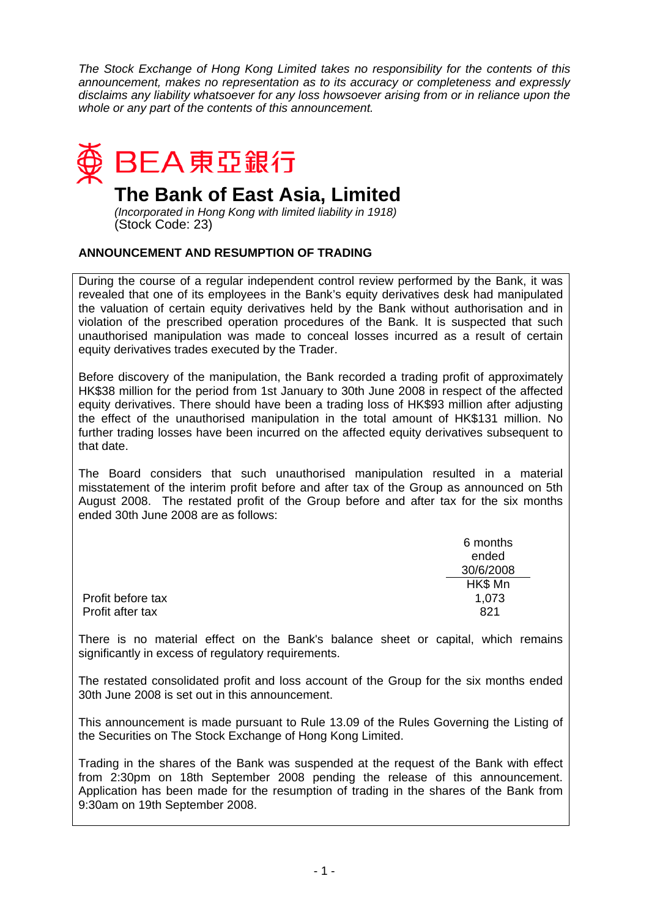*The Stock Exchange of Hong Kong Limited takes no responsibility for the contents of this announcement, makes no representation as to its accuracy or completeness and expressly disclaims any liability whatsoever for any loss howsoever arising from or in reliance upon the whole or any part of the contents of this announcement.*

BEA 東亞銀行

# The Bank of East Asia, Limited

*(Incorporated in Hong Kong with limited liability in 1918)*
(Stock Code: 23)

## ANNOUNCEMENT AND RESUMPTION OF TRADING

During the course of a regular independent control review performed by the Bank, it was revealed that one of its employees in the Bank's equity derivatives desk had manipulated the valuation of certain equity derivatives held by the Bank without authorisation and in violation of the prescribed operation procedures of the Bank. It is suspected that such unauthorised manipulation was made to conceal losses incurred as a result of certain equity derivatives trades executed by the Trader.

Before discovery of the manipulation, the Bank recorded a trading profit of approximately HK$38 million for the period from 1st January to 30th June 2008 in respect of the affected equity derivatives. There should have been a trading loss of HK$93 million after adjusting the effect of the unauthorised manipulation in the total amount of HK$131 million. No further trading losses have been incurred on the affected equity derivatives subsequent to that date.

The Board considers that such unauthorised manipulation resulted in a material misstatement of the interim profit before and after tax of the Group as announced on 5th August 2008. The restated profit of the Group before and after tax for the six months ended 30th June 2008 are as follows:

| | 6 months ended 30/6/2008 |
|---|---|
| | HK$ Mn |
| Profit before tax | 1,073 |
| Profit after tax | 821 |

There is no material effect on the Bank's balance sheet or capital, which remains significantly in excess of regulatory requirements.

The restated consolidated profit and loss account of the Group for the six months ended 30th June 2008 is set out in this announcement.

This announcement is made pursuant to Rule 13.09 of the Rules Governing the Listing of the Securities on The Stock Exchange of Hong Kong Limited.

Trading in the shares of the Bank was suspended at the request of the Bank with effect from 2:30pm on 18th September 2008 pending the release of this announcement. Application has been made for the resumption of trading in the shares of the Bank from 9:30am on 19th September 2008.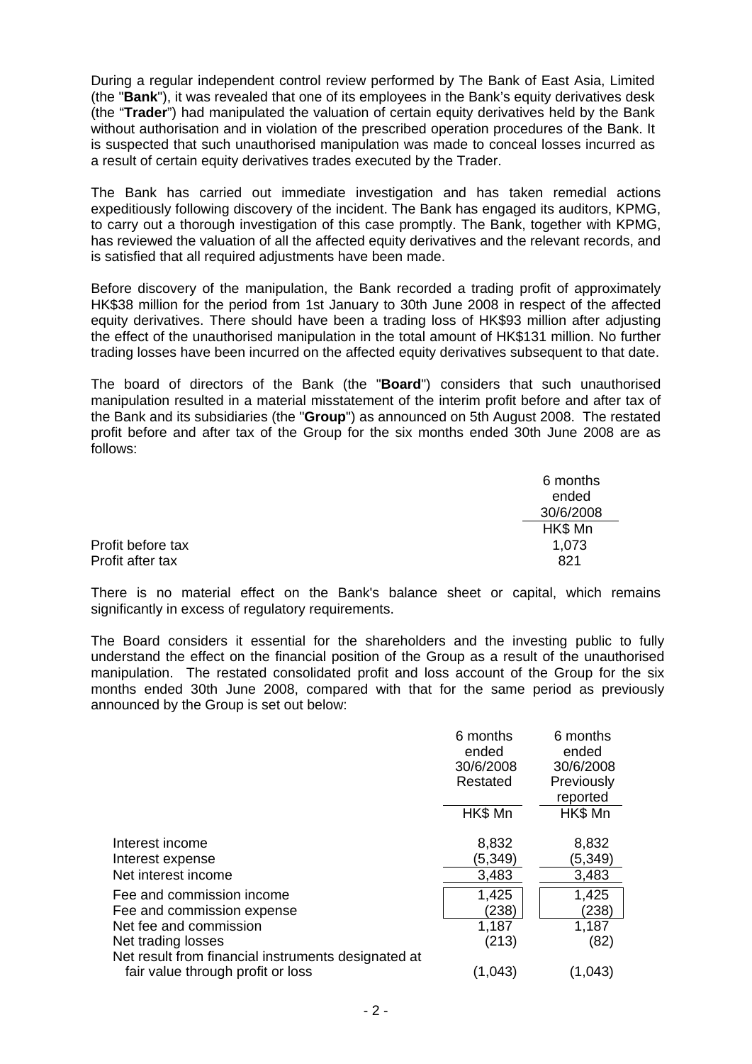During a regular independent control review performed by The Bank of East Asia, Limited (the "**Bank**"), it was revealed that one of its employees in the Bank's equity derivatives desk (the "**Trader**") had manipulated the valuation of certain equity derivatives held by the Bank without authorisation and in violation of the prescribed operation procedures of the Bank. It is suspected that such unauthorised manipulation was made to conceal losses incurred as a result of certain equity derivatives trades executed by the Trader.

The Bank has carried out immediate investigation and has taken remedial actions expeditiously following discovery of the incident. The Bank has engaged its auditors, KPMG, to carry out a thorough investigation of this case promptly. The Bank, together with KPMG, has reviewed the valuation of all the affected equity derivatives and the relevant records, and is satisfied that all required adjustments have been made.

Before discovery of the manipulation, the Bank recorded a trading profit of approximately HK$38 million for the period from 1st January to 30th June 2008 in respect of the affected equity derivatives. There should have been a trading loss of HK$93 million after adjusting the effect of the unauthorised manipulation in the total amount of HK$131 million. No further trading losses have been incurred on the affected equity derivatives subsequent to that date.

The board of directors of the Bank (the "**Board**") considers that such unauthorised manipulation resulted in a material misstatement of the interim profit before and after tax of the Bank and its subsidiaries (the "**Group**") as announced on 5th August 2008. The restated profit before and after tax of the Group for the six months ended 30th June 2008 are as follows:

| | 6 months ended 30/6/2008 |
|---|---|
| | HK$ Mn |
| Profit before tax | 1,073 |
| Profit after tax | 821 |

There is no material effect on the Bank's balance sheet or capital, which remains significantly in excess of regulatory requirements.

The Board considers it essential for the shareholders and the investing public to fully understand the effect on the financial position of the Group as a result of the unauthorised manipulation. The restated consolidated profit and loss account of the Group for the six months ended 30th June 2008, compared with that for the same period as previously announced by the Group is set out below:

| | 6 months ended 30/6/2008 Restated | 6 months ended 30/6/2008 Previously reported |
|---|---|---|
| | HK$ Mn | HK$ Mn |
| Interest income | 8,832 | 8,832 |
| Interest expense | (5,349) | (5,349) |
| Net interest income | 3,483 | 3,483 |
| Fee and commission income | 1,425 | 1,425 |
| Fee and commission expense | (238) | (238) |
| Net fee and commission | 1,187 | 1,187 |
| Net trading losses | (213) | (82) |
| Net result from financial instruments designated at fair value through profit or loss | (1,043) | (1,043) |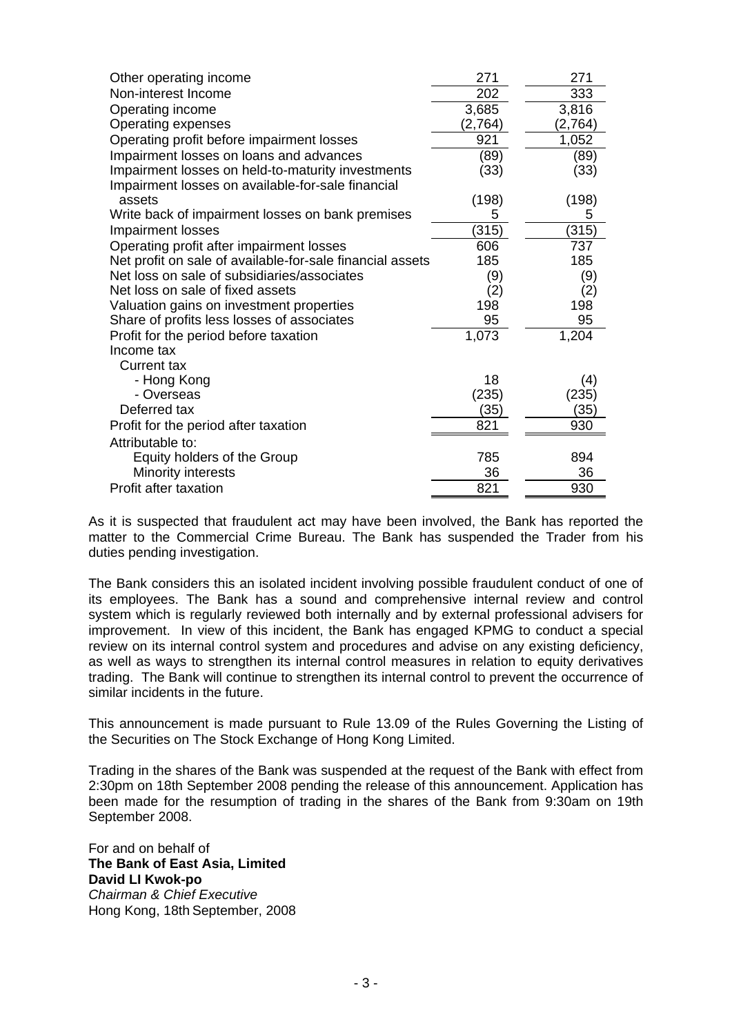| | | |
|---|---|---|
| Other operating income | 271 | 271 |
| Non-interest Income | 202 | 333 |
| Operating income | 3,685 | 3,816 |
| Operating expenses | (2,764) | (2,764) |
| Operating profit before impairment losses | 921 | 1,052 |
| Impairment losses on loans and advances | (89) | (89) |
| Impairment losses on held-to-maturity investments | (33) | (33) |
| Impairment losses on available-for-sale financial assets | (198) | (198) |
| Write back of impairment losses on bank premises | 5 | 5 |
| Impairment losses | (315) | (315) |
| Operating profit after impairment losses | 606 | 737 |
| Net profit on sale of available-for-sale financial assets | 185 | 185 |
| Net loss on sale of subsidiaries/associates | (9) | (9) |
| Net loss on sale of fixed assets | (2) | (2) |
| Valuation gains on investment properties | 198 | 198 |
| Share of profits less losses of associates | 95 | 95 |
| Profit for the period before taxation | 1,073 | 1,204 |
| Income tax | | |
| Current tax | | |
| - Hong Kong | 18 | (4) |
| - Overseas | (235) | (235) |
| Deferred tax | (35) | (35) |
| Profit for the period after taxation | 821 | 930 |
| Attributable to: | | |
| Equity holders of the Group | 785 | 894 |
| Minority interests | 36 | 36 |
| Profit after taxation | 821 | 930 |

As it is suspected that fraudulent act may have been involved, the Bank has reported the matter to the Commercial Crime Bureau. The Bank has suspended the Trader from his duties pending investigation.

The Bank considers this an isolated incident involving possible fraudulent conduct of one of its employees. The Bank has a sound and comprehensive internal review and control system which is regularly reviewed both internally and by external professional advisers for improvement. In view of this incident, the Bank has engaged KPMG to conduct a special review on its internal control system and procedures and advise on any existing deficiency, as well as ways to strengthen its internal control measures in relation to equity derivatives trading. The Bank will continue to strengthen its internal control to prevent the occurrence of similar incidents in the future.

This announcement is made pursuant to Rule 13.09 of the Rules Governing the Listing of the Securities on The Stock Exchange of Hong Kong Limited.

Trading in the shares of the Bank was suspended at the request of the Bank with effect from 2:30pm on 18th September 2008 pending the release of this announcement. Application has been made for the resumption of trading in the shares of the Bank from 9:30am on 19th September 2008.

For and on behalf of
**The Bank of East Asia, Limited**
**David LI Kwok-po**
*Chairman & Chief Executive*
Hong Kong, 18th September, 2008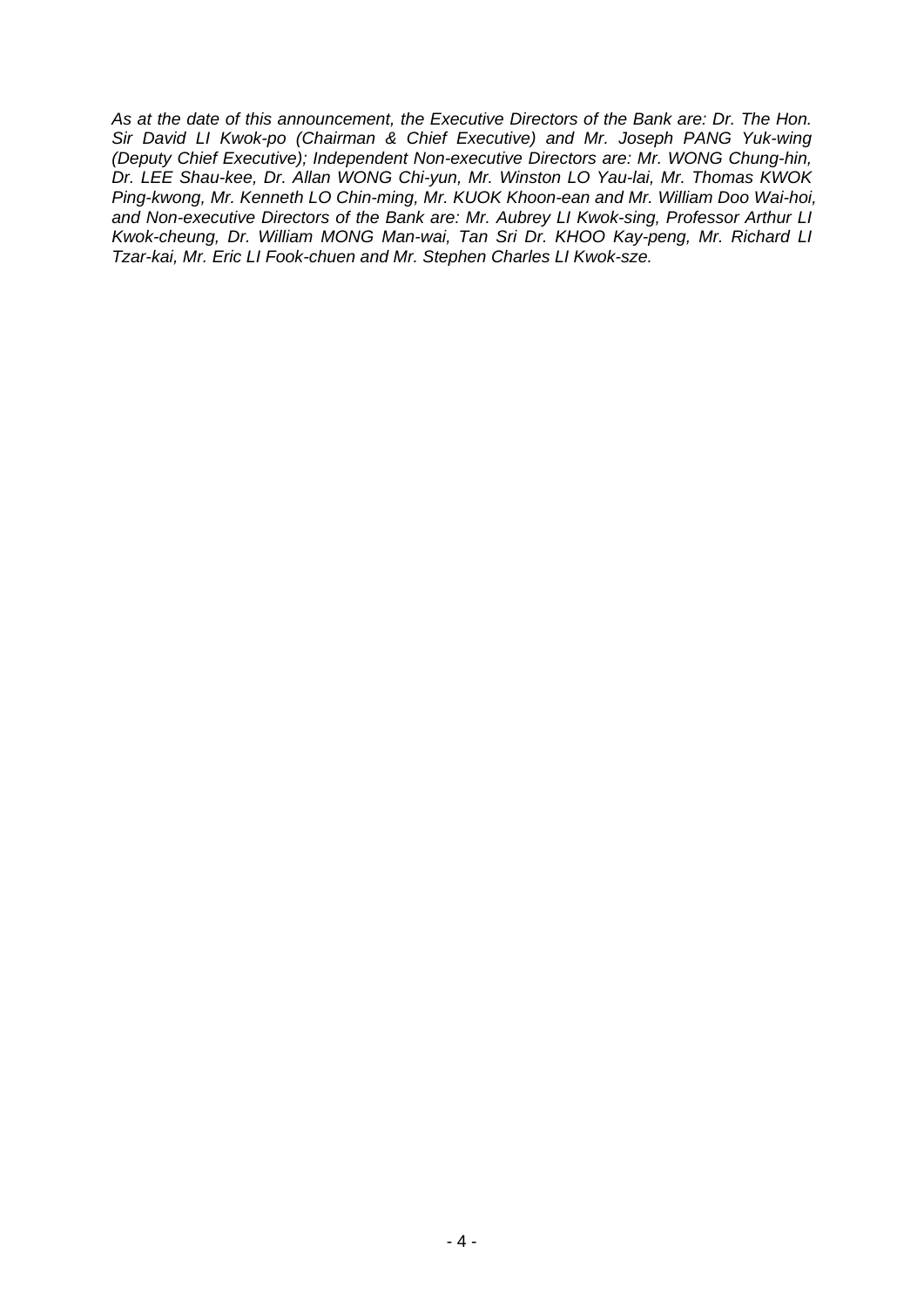*As at the date of this announcement, the Executive Directors of the Bank are: Dr. The Hon. Sir David LI Kwok-po (Chairman & Chief Executive) and Mr. Joseph PANG Yuk-wing (Deputy Chief Executive); Independent Non-executive Directors are: Mr. WONG Chung-hin, Dr. LEE Shau-kee, Dr. Allan WONG Chi-yun, Mr. Winston LO Yau-lai, Mr. Thomas KWOK Ping-kwong, Mr. Kenneth LO Chin-ming, Mr. KUOK Khoon-ean and Mr. William Doo Wai-hoi, and Non-executive Directors of the Bank are: Mr. Aubrey LI Kwok-sing, Professor Arthur LI Kwok-cheung, Dr. William MONG Man-wai, Tan Sri Dr. KHOO Kay-peng, Mr. Richard LI Tzar-kai, Mr. Eric LI Fook-chuen and Mr. Stephen Charles LI Kwok-sze.*